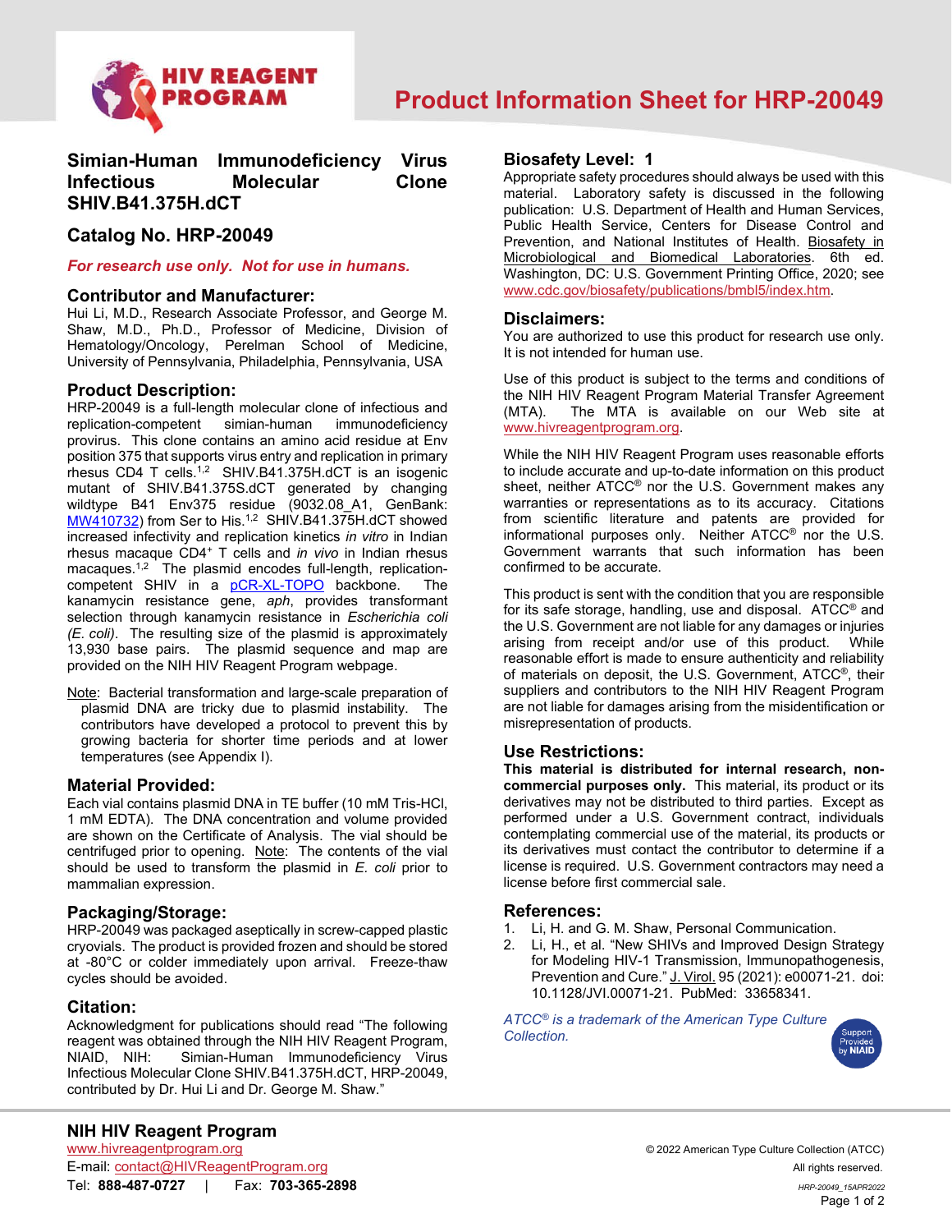# Product Information Sheet for HRP-20049

## Simian-Human Immunodeficiency Virus Infectious Molecular Clone SHIV.B41.375H.dCT

## Catalog No. HRP-20049

*For research use only. Not for use in humans.*

### Contributor and Manufacturer:

Hui Li, M.D., Research Associate Professor, and George M. Shaw, M.D., Ph.D., Professor of Medicine, Division of Hematology/Oncology, Perelman School of Medicine, University of Pennsylvania, Philadelphia, Pennsylvania, USA

### Product Description:

HRP-20049 is a full-length molecular clone of infectious and replication-competent simian-human immunodeficiency provirus. This clone contains an amino acid residue at Env position 375 that supports virus entry and replication in primary rhesus CD4 T cells.[1,2] SHIV.B41.375H.dCT is an isogenic mutant of SHIV.B41.375S.dCT generated by changing wildtype B41 Env375 residue (9032.08_A1, GenBank: MW410732) from Ser to His.[1,2] SHIV.B41.375H.dCT showed increased infectivity and replication kinetics *in vitro* in Indian rhesus macaque CD4+ T cells and *in vivo* in Indian rhesus macaques.[1,2] The plasmid encodes full-length, replication-competent SHIV in a pCR-XL-TOPO backbone. The kanamycin resistance gene, *aph*, provides transformant selection through kanamycin resistance in *Escherichia coli (E. coli)*. The resulting size of the plasmid is approximately 13,930 base pairs. The plasmid sequence and map are provided on the NIH HIV Reagent Program webpage.

Note: Bacterial transformation and large-scale preparation of plasmid DNA are tricky due to plasmid instability. The contributors have developed a protocol to prevent this by growing bacteria for shorter time periods and at lower temperatures (see Appendix I).

### Material Provided:

Each vial contains plasmid DNA in TE buffer (10 mM Tris-HCl, 1 mM EDTA). The DNA concentration and volume provided are shown on the Certificate of Analysis. The vial should be centrifuged prior to opening. Note: The contents of the vial should be used to transform the plasmid in *E. coli* prior to mammalian expression.

### Packaging/Storage:

HRP-20049 was packaged aseptically in screw-capped plastic cryovials. The product is provided frozen and should be stored at -80°C or colder immediately upon arrival. Freeze-thaw cycles should be avoided.

### Citation:

Acknowledgment for publications should read "The following reagent was obtained through the NIH HIV Reagent Program, NIAID, NIH: Simian-Human Immunodeficiency Virus Infectious Molecular Clone SHIV.B41.375H.dCT, HRP-20049, contributed by Dr. Hui Li and Dr. George M. Shaw."

### Biosafety Level: 1

Appropriate safety procedures should always be used with this material. Laboratory safety is discussed in the following publication: U.S. Department of Health and Human Services, Public Health Service, Centers for Disease Control and Prevention, and National Institutes of Health. Biosafety in Microbiological and Biomedical Laboratories. 6th ed. Washington, DC: U.S. Government Printing Office, 2020; see www.cdc.gov/biosafety/publications/bmbl5/index.htm.

### Disclaimers:

You are authorized to use this product for research use only. It is not intended for human use.

Use of this product is subject to the terms and conditions of the NIH HIV Reagent Program Material Transfer Agreement (MTA). The MTA is available on our Web site at www.hivreagentprogram.org.

While the NIH HIV Reagent Program uses reasonable efforts to include accurate and up-to-date information on this product sheet, neither ATCC® nor the U.S. Government makes any warranties or representations as to its accuracy. Citations from scientific literature and patents are provided for informational purposes only. Neither ATCC® nor the U.S. Government warrants that such information has been confirmed to be accurate.

This product is sent with the condition that you are responsible for its safe storage, handling, use and disposal. ATCC® and the U.S. Government are not liable for any damages or injuries arising from receipt and/or use of this product. While reasonable effort is made to ensure authenticity and reliability of materials on deposit, the U.S. Government, ATCC®, their suppliers and contributors to the NIH HIV Reagent Program are not liable for damages arising from the misidentification or misrepresentation of products.

### Use Restrictions:

**This material is distributed for internal research, non-commercial purposes only.** This material, its product or its derivatives may not be distributed to third parties. Except as performed under a U.S. Government contract, individuals contemplating commercial use of the material, its products or its derivatives must contact the contributor to determine if a license is required. U.S. Government contractors may need a license before first commercial sale.

### References:

1. Li, H. and G. M. Shaw, Personal Communication.
2. Li, H., et al. "New SHIVs and Improved Design Strategy for Modeling HIV-1 Transmission, Immunopathogenesis, Prevention and Cure." J. Virol. 95 (2021): e00071-21. doi: 10.1128/JVI.00071-21. PubMed: 33658341.

*ATCC® is a trademark of the American Type Culture Collection.*

**NIH HIV Reagent Program**
www.hivreagentprogram.org
E-mail: contact@HIVReagentProgram.org
Tel: **888-487-0727** | Fax: **703-365-2898**

© 2022 American Type Culture Collection (ATCC)
All rights reserved.
HRP-20049_15APR2022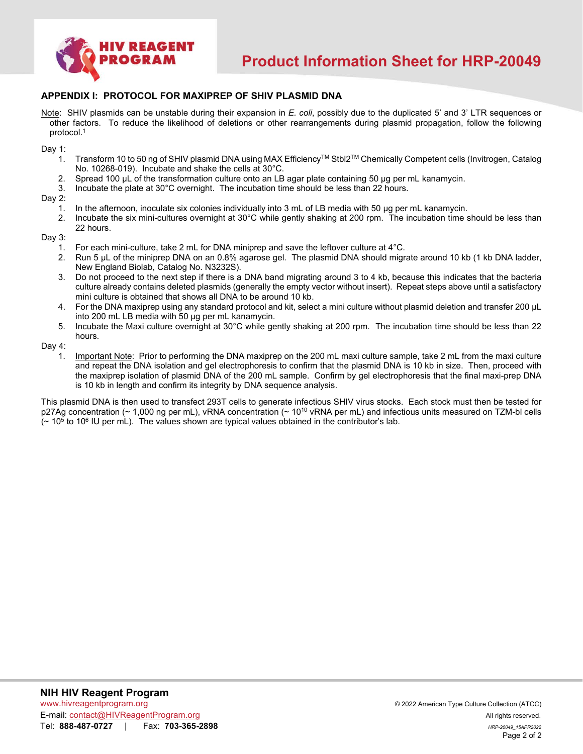## APPENDIX I: PROTOCOL FOR MAXIPREP OF SHIV PLASMID DNA

Note: SHIV plasmids can be unstable during their expansion in *E. coli*, possibly due to the duplicated 5' and 3' LTR sequences or other factors. To reduce the likelihood of deletions or other rearrangements during plasmid propagation, follow the following protocol.[1]

Day 1:

1. Transform 10 to 50 ng of SHIV plasmid DNA using MAX Efficiency™ Stbl2™ Chemically Competent cells (Invitrogen, Catalog No. 10268-019). Incubate and shake the cells at 30°C.
2. Spread 100 µL of the transformation culture onto an LB agar plate containing 50 µg per mL kanamycin.
3. Incubate the plate at 30°C overnight. The incubation time should be less than 22 hours.

Day 2:

1. In the afternoon, inoculate six colonies individually into 3 mL of LB media with 50 µg per mL kanamycin.
2. Incubate the six mini-cultures overnight at 30°C while gently shaking at 200 rpm. The incubation time should be less than 22 hours.

Day 3:

1. For each mini-culture, take 2 mL for DNA miniprep and save the leftover culture at 4°C.
2. Run 5 µL of the miniprep DNA on an 0.8% agarose gel. The plasmid DNA should migrate around 10 kb (1 kb DNA ladder, New England Biolab, Catalog No. N3232S).
3. Do not proceed to the next step if there is a DNA band migrating around 3 to 4 kb, because this indicates that the bacteria culture already contains deleted plasmids (generally the empty vector without insert). Repeat steps above until a satisfactory mini culture is obtained that shows all DNA to be around 10 kb.
4. For the DNA maxiprep using any standard protocol and kit, select a mini culture without plasmid deletion and transfer 200 µL into 200 mL LB media with 50 µg per mL kanamycin.
5. Incubate the Maxi culture overnight at 30°C while gently shaking at 200 rpm. The incubation time should be less than 22 hours.

Day 4:

1. Important Note: Prior to performing the DNA maxiprep on the 200 mL maxi culture sample, take 2 mL from the maxi culture and repeat the DNA isolation and gel electrophoresis to confirm that the plasmid DNA is 10 kb in size. Then, proceed with the maxiprep isolation of plasmid DNA of the 200 mL sample. Confirm by gel electrophoresis that the final maxi-prep DNA is 10 kb in length and confirm its integrity by DNA sequence analysis.

This plasmid DNA is then used to transfect 293T cells to generate infectious SHIV virus stocks. Each stock must then be tested for p27Ag concentration (~ 1,000 ng per mL), vRNA concentration (~ $10^{10}$ vRNA per mL) and infectious units measured on TZM-bl cells (~ $10^5$ to $10^6$ IU per mL). The values shown are typical values obtained in the contributor's lab.

**NIH HIV Reagent Program**
www.hivreagentprogram.org
E-mail: contact@HIVReagentProgram.org
Tel: **888-487-0727** | Fax: **703-365-2898**

© 2022 American Type Culture Collection (ATCC)
All rights reserved.
HRP-20049_15APR2022